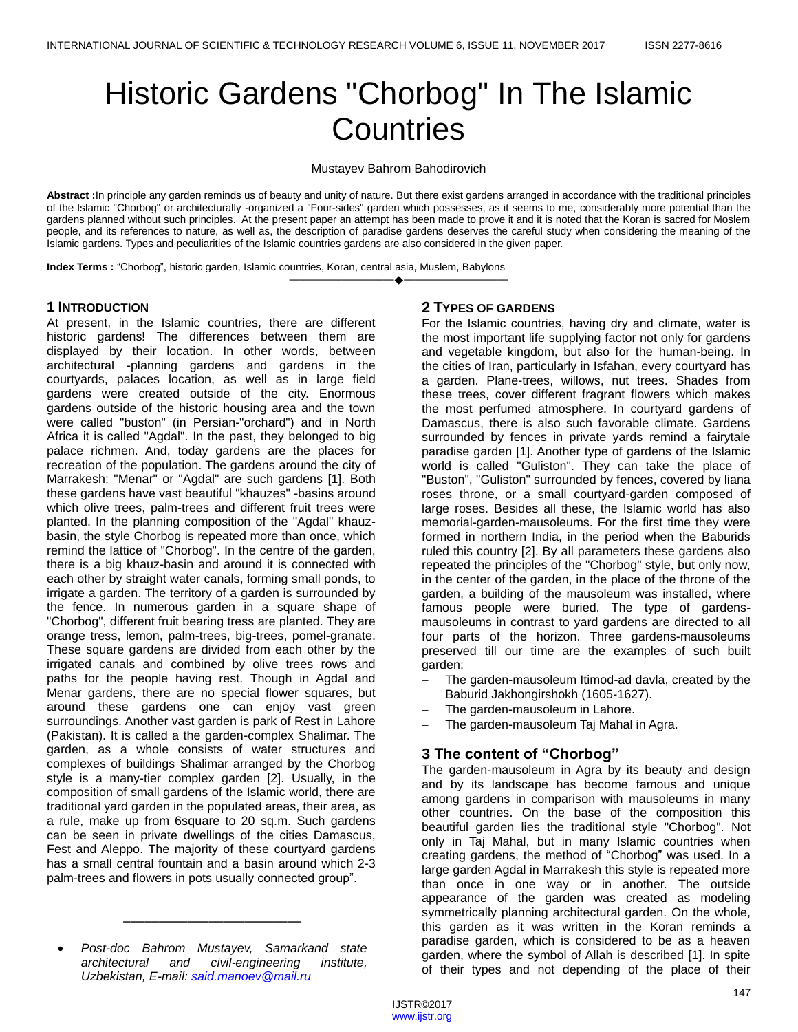# Historic Gardens "Chorbog" In The Islamic Countries

Mustayev Bahrom Bahodirovich

**Abstract :**In principle any garden reminds us of beauty and unity of nature. But there exist gardens arranged in accordance with the traditional principles of the Islamic "Chorbog" or architecturally -organized a "Four-sides" garden which possesses, as it seems to me, considerably more potential than the gardens planned without such principles. At the present paper an attempt has been made to prove it and it is noted that the Koran is sacred for Moslem people, and its references to nature, as well as, the description of paradise gardens deserves the careful study when considering the meaning of the Islamic gardens. Types and peculiarities of the Islamic countries gardens are also considered in the given paper.

**Index Terms :** "Chorbog", historic garden, Islamic countries, Koran, central asia, Muslem, Babylons

---

## 1 Introduction

At present, in the Islamic countries, there are different historic gardens! The differences between them are displayed by their location. In other words, between architectural -planning gardens and gardens in the courtyards, palaces location, as well as in large field gardens were created outside of the city. Enormous gardens outside of the historic housing area and the town were called "buston" (in Persian-"orchard") and in North Africa it is called "Agdal". In the past, they belonged to big palace richmen. And, today gardens are the places for recreation of the population. The gardens around the city of Marrakesh: "Menar" or "Agdal" are such gardens [1]. Both these gardens have vast beautiful "khauzes" -basins around which olive trees, palm-trees and different fruit trees were planted. In the planning composition of the "Agdal" khauz-basin, the style Chorbog is repeated more than once, which remind the lattice of "Chorbog". In the centre of the garden, there is a big khauz-basin and around it is connected with each other by straight water canals, forming small ponds, to irrigate a garden. The territory of a garden is surrounded by the fence. In numerous garden in a square shape of "Chorbog", different fruit bearing tress are planted. They are orange tress, lemon, palm-trees, big-trees, pomel-granate. These square gardens are divided from each other by the irrigated canals and combined by olive trees rows and paths for the people having rest. Though in Agdal and Menar gardens, there are no special flower squares, but around these gardens one can enjoy vast green surroundings. Another vast garden is park of Rest in Lahore (Pakistan). It is called a the garden-complex Shalimar. The garden, as a whole consists of water structures and complexes of buildings Shalimar arranged by the Chorbog style is a many-tier complex garden [2]. Usually, in the composition of small gardens of the Islamic world, there are traditional yard garden in the populated areas, their area, as a rule, make up from 6square to 20 sq.m. Such gardens can be seen in private dwellings of the cities Damascus, Fest and Aleppo. The majority of these courtyard gardens has a small central fountain and a basin around which 2-3 palm-trees and flowers in pots usually connected group".

---

- *Post-doc Bahrom Mustayev, Samarkand state architectural and civil-engineering institute, Uzbekistan, E-mail: said.manoev@mail.ru*

## 2 Types of Gardens

For the Islamic countries, having dry and climate, water is the most important life supplying factor not only for gardens and vegetable kingdom, but also for the human-being. In the cities of Iran, particularly in Isfahan, every courtyard has a garden. Plane-trees, willows, nut trees. Shades from these trees, cover different fragrant flowers which makes the most perfumed atmosphere. In courtyard gardens of Damascus, there is also such favorable climate. Gardens surrounded by fences in private yards remind a fairytale paradise garden [1]. Another type of gardens of the Islamic world is called "Guliston". They can take the place of "Buston", "Guliston" surrounded by fences, covered by liana roses throne, or a small courtyard-garden composed of large roses. Besides all these, the Islamic world has also memorial-garden-mausoleums. For the first time they were formed in northern India, in the period when the Baburids ruled this country [2]. By all parameters these gardens also repeated the principles of the "Chorbog" style, but only now, in the center of the garden, in the place of the throne of the garden, a building of the mausoleum was installed, where famous people were buried. The type of gardens-mausoleums in contrast to yard gardens are directed to all four parts of the horizon. Three gardens-mausoleums preserved till our time are the examples of such built garden:

- The garden-mausoleum Itimod-ad davla, created by the Baburid Jakhongirshokh (1605-1627).
- The garden-mausoleum in Lahore.
- The garden-mausoleum Taj Mahal in Agra.

## 3 The content of "Chorbog"

The garden-mausoleum in Agra by its beauty and design and by its landscape has become famous and unique among gardens in comparison with mausoleums in many other countries. On the base of the composition this beautiful garden lies the traditional style "Chorbog". Not only in Taj Mahal, but in many Islamic countries when creating gardens, the method of "Chorbog" was used. In a large garden Agdal in Marrakesh this style is repeated more than once in one way or in another. The outside appearance of the garden was created as modeling symmetrically planning architectural garden. On the whole, this garden as it was written in the Koran reminds a paradise garden, which is considered to be as a heaven garden, where the symbol of Allah is described [1]. In spite of their types and not depending of the place of their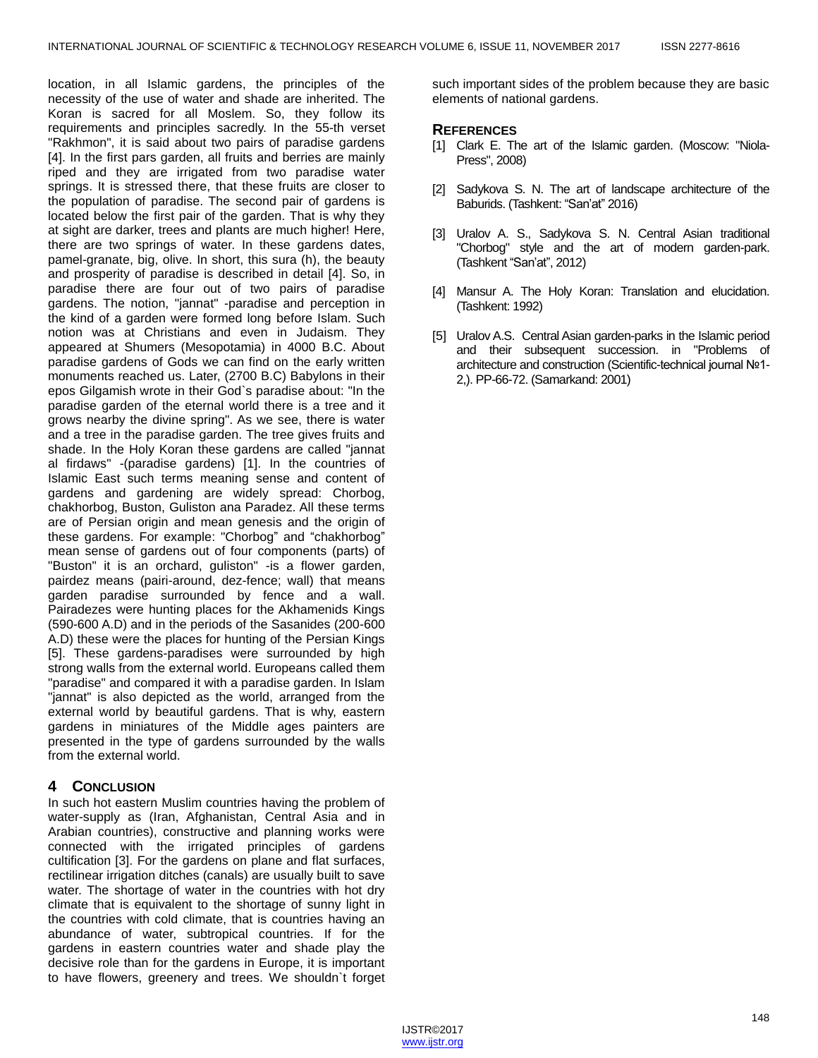location, in all Islamic gardens, the principles of the necessity of the use of water and shade are inherited. The Koran is sacred for all Moslem. So, they follow its requirements and principles sacredly. In the 55-th verset "Rakhmon", it is said about two pairs of paradise gardens [4]. In the first pars garden, all fruits and berries are mainly riped and they are irrigated from two paradise water springs. It is stressed there, that these fruits are closer to the population of paradise. The second pair of gardens is located below the first pair of the garden. That is why they at sight are darker, trees and plants are much higher! Here, there are two springs of water. In these gardens dates, pamel-granate, big, olive. In short, this sura (h), the beauty and prosperity of paradise is described in detail [4]. So, in paradise there are four out of two pairs of paradise gardens. The notion, "jannat" -paradise and perception in the kind of a garden were formed long before Islam. Such notion was at Christians and even in Judaism. They appeared at Shumers (Mesopotamia) in 4000 B.C. About paradise gardens of Gods we can find on the early written monuments reached us. Later, (2700 B.C) Babylons in their epos Gilgamish wrote in their God`s paradise about: "In the paradise garden of the eternal world there is a tree and it grows nearby the divine spring". As we see, there is water and a tree in the paradise garden. The tree gives fruits and shade. In the Holy Koran these gardens are called "jannat al firdaws" -(paradise gardens) [1]. In the countries of Islamic East such terms meaning sense and content of gardens and gardening are widely spread: Chorbog, chakhorbog, Buston, Guliston ana Paradez. All these terms are of Persian origin and mean genesis and the origin of these gardens. For example: "Chorbog" and “chakhorbog” mean sense of gardens out of four components (parts) of "Buston" it is an orchard, guliston" -is a flower garden, pairdez means (pairi-around, dez-fence; wall) that means garden paradise surrounded by fence and a wall. Pairadezes were hunting places for the Akhamenids Kings (590-600 A.D) and in the periods of the Sasanides (200-600 A.D) these were the places for hunting of the Persian Kings [5]. These gardens-paradises were surrounded by high strong walls from the external world. Europeans called them "paradise" and compared it with a paradise garden. In Islam "jannat" is also depicted as the world, arranged from the external world by beautiful gardens. That is why, eastern gardens in miniatures of the Middle ages painters are presented in the type of gardens surrounded by the walls from the external world.

## 4 Conclusion

In such hot eastern Muslim countries having the problem of water-supply as (Iran, Afghanistan, Central Asia and in Arabian countries), constructive and planning works were connected with the irrigated principles of gardens cultification [3]. For the gardens on plane and flat surfaces, rectilinear irrigation ditches (canals) are usually built to save water. The shortage of water in the countries with hot dry climate that is equivalent to the shortage of sunny light in the countries with cold climate, that is countries having an abundance of water, subtropical countries. If for the gardens in eastern countries water and shade play the decisive role than for the gardens in Europe, it is important to have flowers, greenery and trees. We shouldn`t forget such important sides of the problem because they are basic elements of national gardens.

## References

[1] Clark E. The art of the Islamic garden. (Moscow: "Niola-Press", 2008)

[2] Sadykova S. N. The art of landscape architecture of the Baburids. (Tashkent: “San’at” 2016)

[3] Uralov A. S., Sadykova S. N. Central Asian traditional "Chorbog" style and the art of modern garden-park. (Tashkent “San’at”, 2012)

[4] Mansur A. The Holy Koran: Translation and elucidation. (Tashkent: 1992)

[5] Uralov A.S. Central Asian garden-parks in the Islamic period and their subsequent succession. in "Problems of architecture and construction (Scientific-technical journal №1-2,). PP-66-72. (Samarkand: 2001)